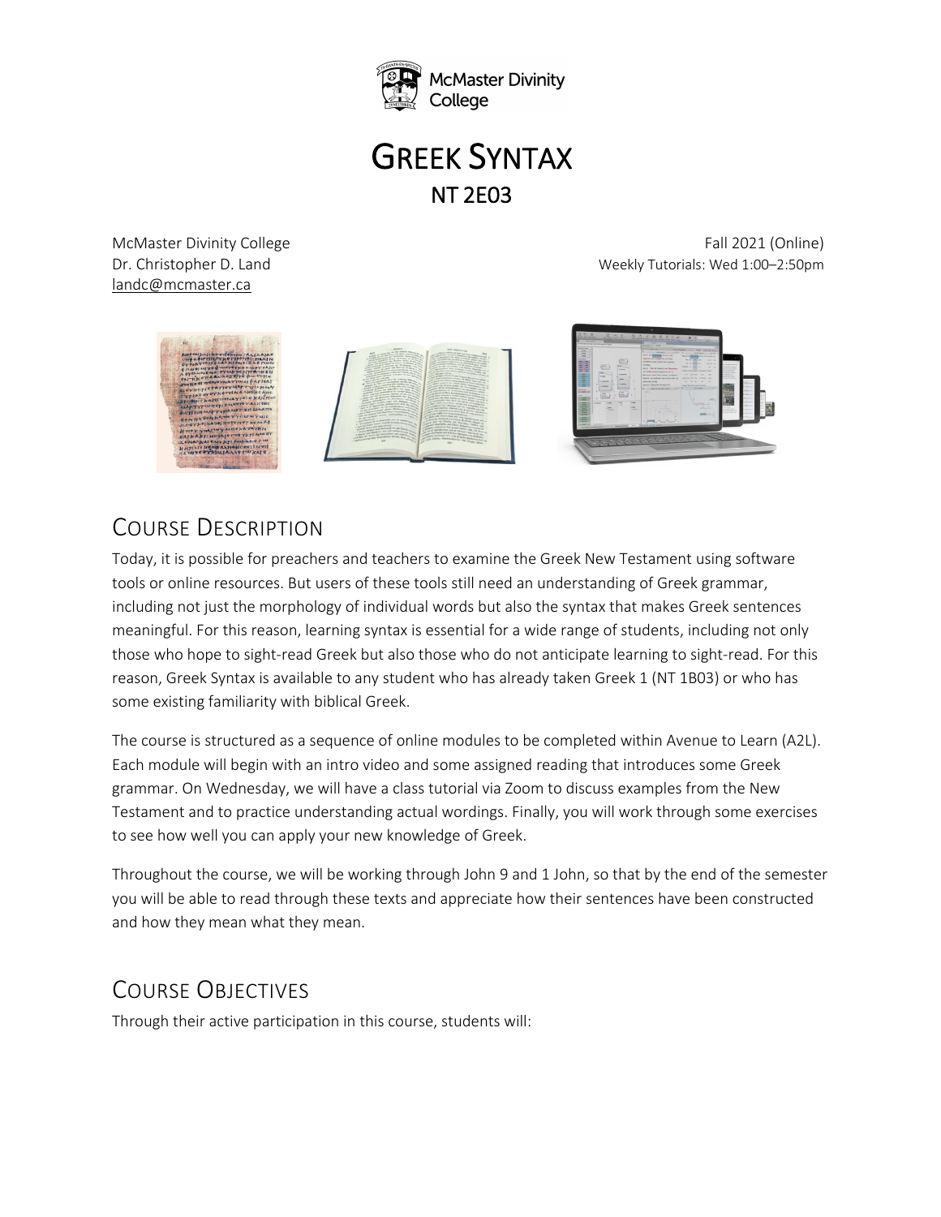McMaster Divinity College

# GREEK SYNTAX

## NT 2E03

McMaster Divinity College
Dr. Christopher D. Land
landc@mcmaster.ca

Fall 2021 (Online)
Weekly Tutorials: Wed 1:00–2:50pm

## COURSE DESCRIPTION

Today, it is possible for preachers and teachers to examine the Greek New Testament using software tools or online resources. But users of these tools still need an understanding of Greek grammar, including not just the morphology of individual words but also the syntax that makes Greek sentences meaningful. For this reason, learning syntax is essential for a wide range of students, including not only those who hope to sight-read Greek but also those who do not anticipate learning to sight-read. For this reason, Greek Syntax is available to any student who has already taken Greek 1 (NT 1B03) or who has some existing familiarity with biblical Greek.

The course is structured as a sequence of online modules to be completed within Avenue to Learn (A2L). Each module will begin with an intro video and some assigned reading that introduces some Greek grammar. On Wednesday, we will have a class tutorial via Zoom to discuss examples from the New Testament and to practice understanding actual wordings. Finally, you will work through some exercises to see how well you can apply your new knowledge of Greek.

Throughout the course, we will be working through John 9 and 1 John, so that by the end of the semester you will be able to read through these texts and appreciate how their sentences have been constructed and how they mean what they mean.

## COURSE OBJECTIVES

Through their active participation in this course, students will: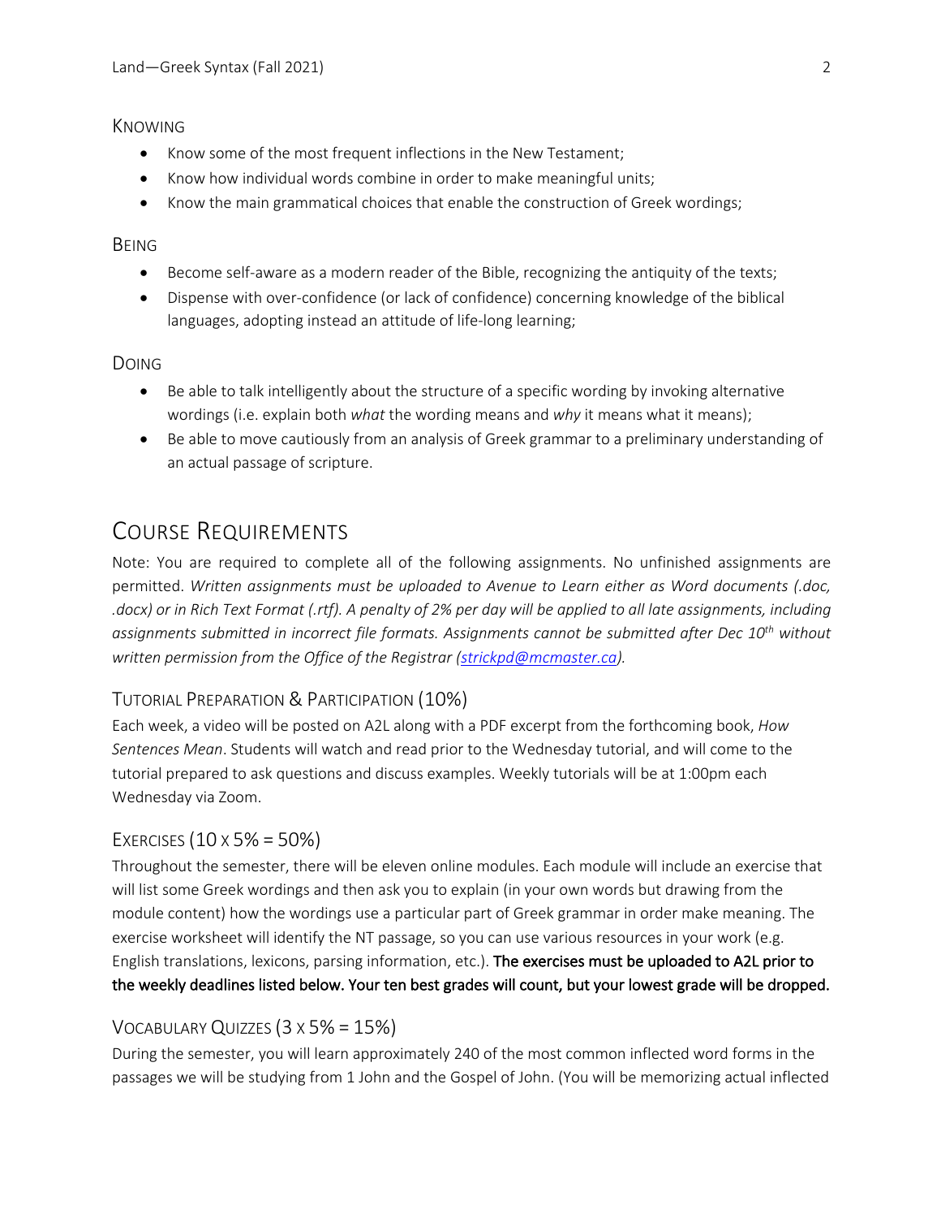### Knowing

- Know some of the most frequent inflections in the New Testament;
- Know how individual words combine in order to make meaningful units;
- Know the main grammatical choices that enable the construction of Greek wordings;

### Being

- Become self-aware as a modern reader of the Bible, recognizing the antiquity of the texts;
- Dispense with over-confidence (or lack of confidence) concerning knowledge of the biblical languages, adopting instead an attitude of life-long learning;

### Doing

- Be able to talk intelligently about the structure of a specific wording by invoking alternative wordings (i.e. explain both *what* the wording means and *why* it means what it means);
- Be able to move cautiously from an analysis of Greek grammar to a preliminary understanding of an actual passage of scripture.

## Course Requirements

Note: You are required to complete all of the following assignments. No unfinished assignments are permitted. *Written assignments must be uploaded to Avenue to Learn either as Word documents (.doc, .docx) or in Rich Text Format (.rtf). A penalty of 2% per day will be applied to all late assignments, including assignments submitted in incorrect file formats. Assignments cannot be submitted after Dec 10th without written permission from the Office of the Registrar (strickpd@mcmaster.ca).*

### Tutorial Preparation & Participation (10%)

Each week, a video will be posted on A2L along with a PDF excerpt from the forthcoming book, *How Sentences Mean*. Students will watch and read prior to the Wednesday tutorial, and will come to the tutorial prepared to ask questions and discuss examples. Weekly tutorials will be at 1:00pm each Wednesday via Zoom.

### Exercises (10 x 5% = 50%)

Throughout the semester, there will be eleven online modules. Each module will include an exercise that will list some Greek wordings and then ask you to explain (in your own words but drawing from the module content) how the wordings use a particular part of Greek grammar in order make meaning. The exercise worksheet will identify the NT passage, so you can use various resources in your work (e.g. English translations, lexicons, parsing information, etc.). **The exercises must be uploaded to A2L prior to the weekly deadlines listed below. Your ten best grades will count, but your lowest grade will be dropped.**

### Vocabulary Quizzes (3 x 5% = 15%)

During the semester, you will learn approximately 240 of the most common inflected word forms in the passages we will be studying from 1 John and the Gospel of John. (You will be memorizing actual inflected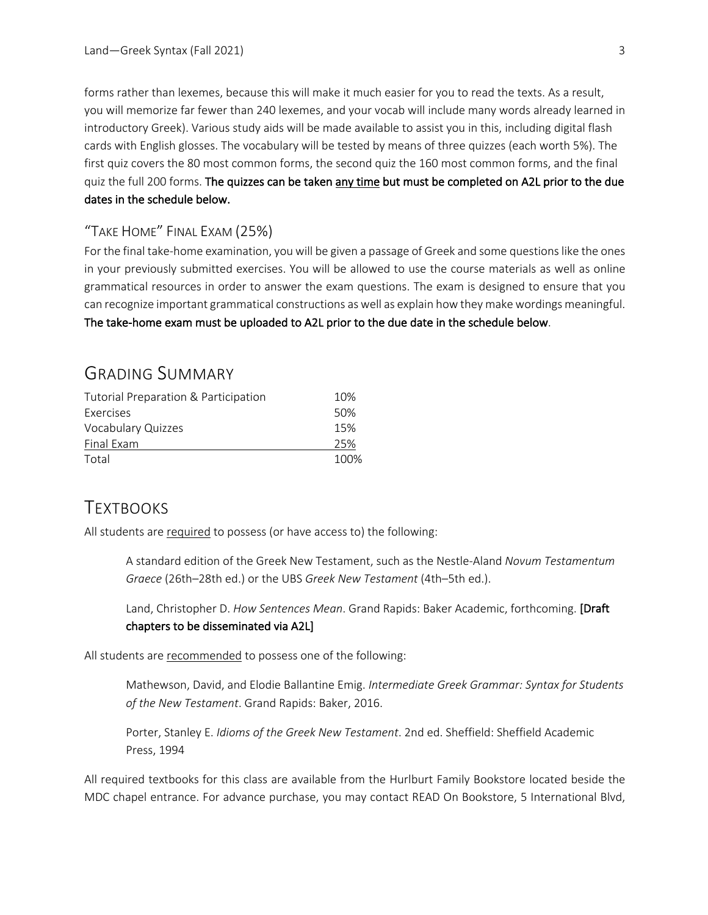forms rather than lexemes, because this will make it much easier for you to read the texts. As a result, you will memorize far fewer than 240 lexemes, and your vocab will include many words already learned in introductory Greek). Various study aids will be made available to assist you in this, including digital flash cards with English glosses. The vocabulary will be tested by means of three quizzes (each worth 5%). The first quiz covers the 80 most common forms, the second quiz the 160 most common forms, and the final quiz the full 200 forms. **The quizzes can be taken <u>any time</u> but must be completed on A2L prior to the due dates in the schedule below.**

### "Take Home" Final Exam (25%)

For the final take-home examination, you will be given a passage of Greek and some questions like the ones in your previously submitted exercises. You will be allowed to use the course materials as well as online grammatical resources in order to answer the exam questions. The exam is designed to ensure that you can recognize important grammatical constructions as well as explain how they make wordings meaningful. **The take-home exam must be uploaded to A2L prior to the due date in the schedule below**.

## Grading Summary

| | |
|---|---|
| Tutorial Preparation & Participation | 10% |
| Exercises | 50% |
| Vocabulary Quizzes | 15% |
| Final Exam | 25% |
| Total | 100% |

## Textbooks

All students are <u>required</u> to possess (or have access to) the following:

> A standard edition of the Greek New Testament, such as the Nestle-Aland *Novum Testamentum Graece* (26th–28th ed.) or the UBS *Greek New Testament* (4th–5th ed.).
>
> Land, Christopher D. *How Sentences Mean*. Grand Rapids: Baker Academic, forthcoming. **[Draft chapters to be disseminated via A2L]**

All students are <u>recommended</u> to possess one of the following:

> Mathewson, David, and Elodie Ballantine Emig. *Intermediate Greek Grammar: Syntax for Students of the New Testament*. Grand Rapids: Baker, 2016.
>
> Porter, Stanley E. *Idioms of the Greek New Testament*. 2nd ed. Sheffield: Sheffield Academic Press, 1994

All required textbooks for this class are available from the Hurlburt Family Bookstore located beside the MDC chapel entrance. For advance purchase, you may contact READ On Bookstore, 5 International Blvd,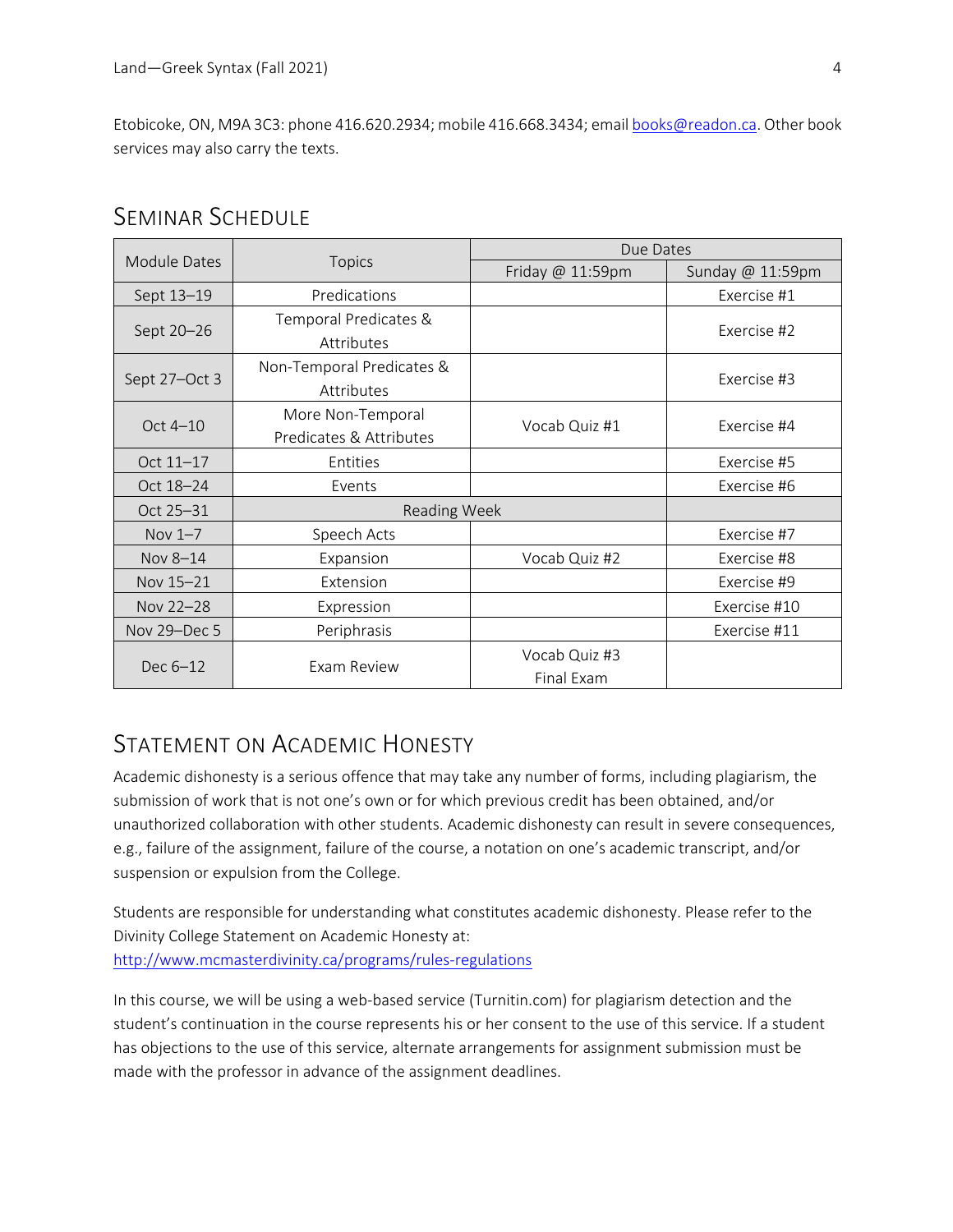Etobicoke, ON, M9A 3C3: phone 416.620.2934; mobile 416.668.3434; email books@readon.ca. Other book services may also carry the texts.

## Seminar Schedule

| Module Dates | Topics | Due Dates | |
|---|---|---|---|
| | | Friday @ 11:59pm | Sunday @ 11:59pm |
| Sept 13–19 | Predications | | Exercise #1 |
| Sept 20–26 | Temporal Predicates & Attributes | | Exercise #2 |
| Sept 27–Oct 3 | Non-Temporal Predicates & Attributes | | Exercise #3 |
| Oct 4–10 | More Non-Temporal Predicates & Attributes | Vocab Quiz #1 | Exercise #4 |
| Oct 11–17 | Entities | | Exercise #5 |
| Oct 18–24 | Events | | Exercise #6 |
| Oct 25–31 | Reading Week | | |
| Nov 1–7 | Speech Acts | | Exercise #7 |
| Nov 8–14 | Expansion | Vocab Quiz #2 | Exercise #8 |
| Nov 15–21 | Extension | | Exercise #9 |
| Nov 22–28 | Expression | | Exercise #10 |
| Nov 29–Dec 5 | Periphrasis | | Exercise #11 |
| Dec 6–12 | Exam Review | Vocab Quiz #3<br>Final Exam | |

## Statement on Academic Honesty

Academic dishonesty is a serious offence that may take any number of forms, including plagiarism, the submission of work that is not one's own or for which previous credit has been obtained, and/or unauthorized collaboration with other students. Academic dishonesty can result in severe consequences, e.g., failure of the assignment, failure of the course, a notation on one's academic transcript, and/or suspension or expulsion from the College.

Students are responsible for understanding what constitutes academic dishonesty. Please refer to the Divinity College Statement on Academic Honesty at: http://www.mcmasterdivinity.ca/programs/rules-regulations

In this course, we will be using a web-based service (Turnitin.com) for plagiarism detection and the student's continuation in the course represents his or her consent to the use of this service. If a student has objections to the use of this service, alternate arrangements for assignment submission must be made with the professor in advance of the assignment deadlines.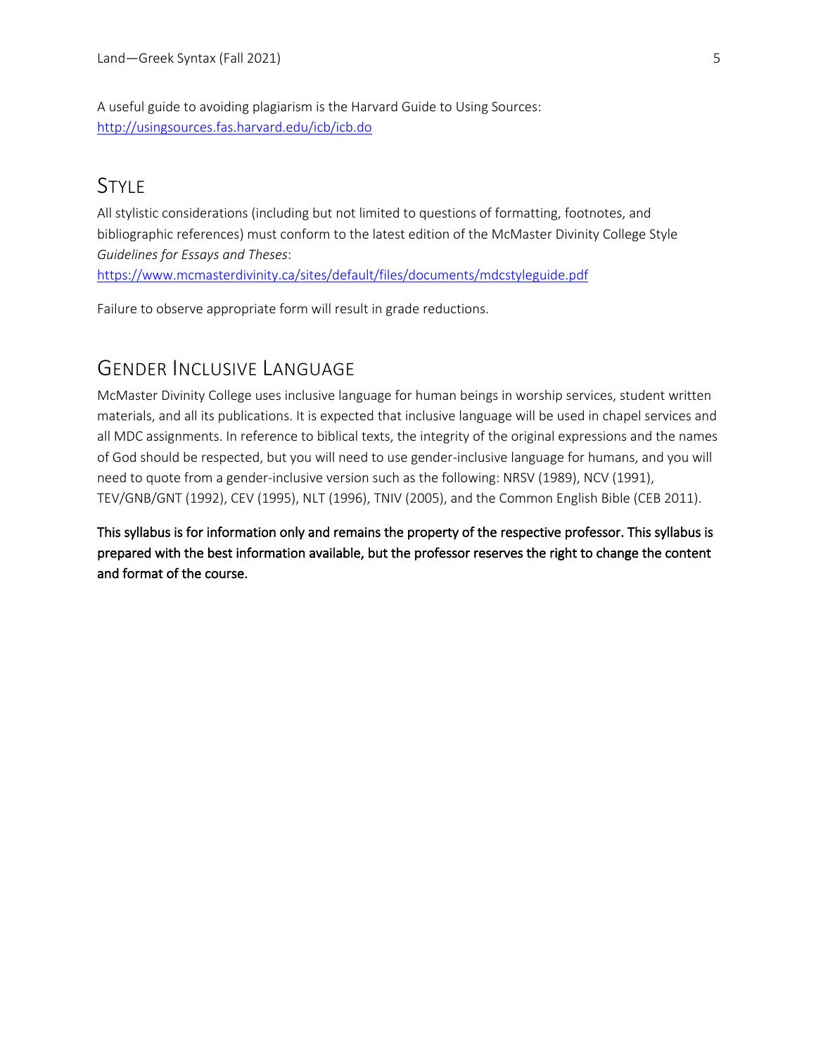A useful guide to avoiding plagiarism is the Harvard Guide to Using Sources: http://usingsources.fas.harvard.edu/icb/icb.do

## Style

All stylistic considerations (including but not limited to questions of formatting, footnotes, and bibliographic references) must conform to the latest edition of the McMaster Divinity College Style *Guidelines for Essays and Theses*: https://www.mcmasterdivinity.ca/sites/default/files/documents/mdcstyleguide.pdf

Failure to observe appropriate form will result in grade reductions.

## Gender Inclusive Language

McMaster Divinity College uses inclusive language for human beings in worship services, student written materials, and all its publications. It is expected that inclusive language will be used in chapel services and all MDC assignments. In reference to biblical texts, the integrity of the original expressions and the names of God should be respected, but you will need to use gender-inclusive language for humans, and you will need to quote from a gender-inclusive version such as the following: NRSV (1989), NCV (1991), TEV/GNB/GNT (1992), CEV (1995), NLT (1996), TNIV (2005), and the Common English Bible (CEB 2011).

**This syllabus is for information only and remains the property of the respective professor. This syllabus is prepared with the best information available, but the professor reserves the right to change the content and format of the course.**